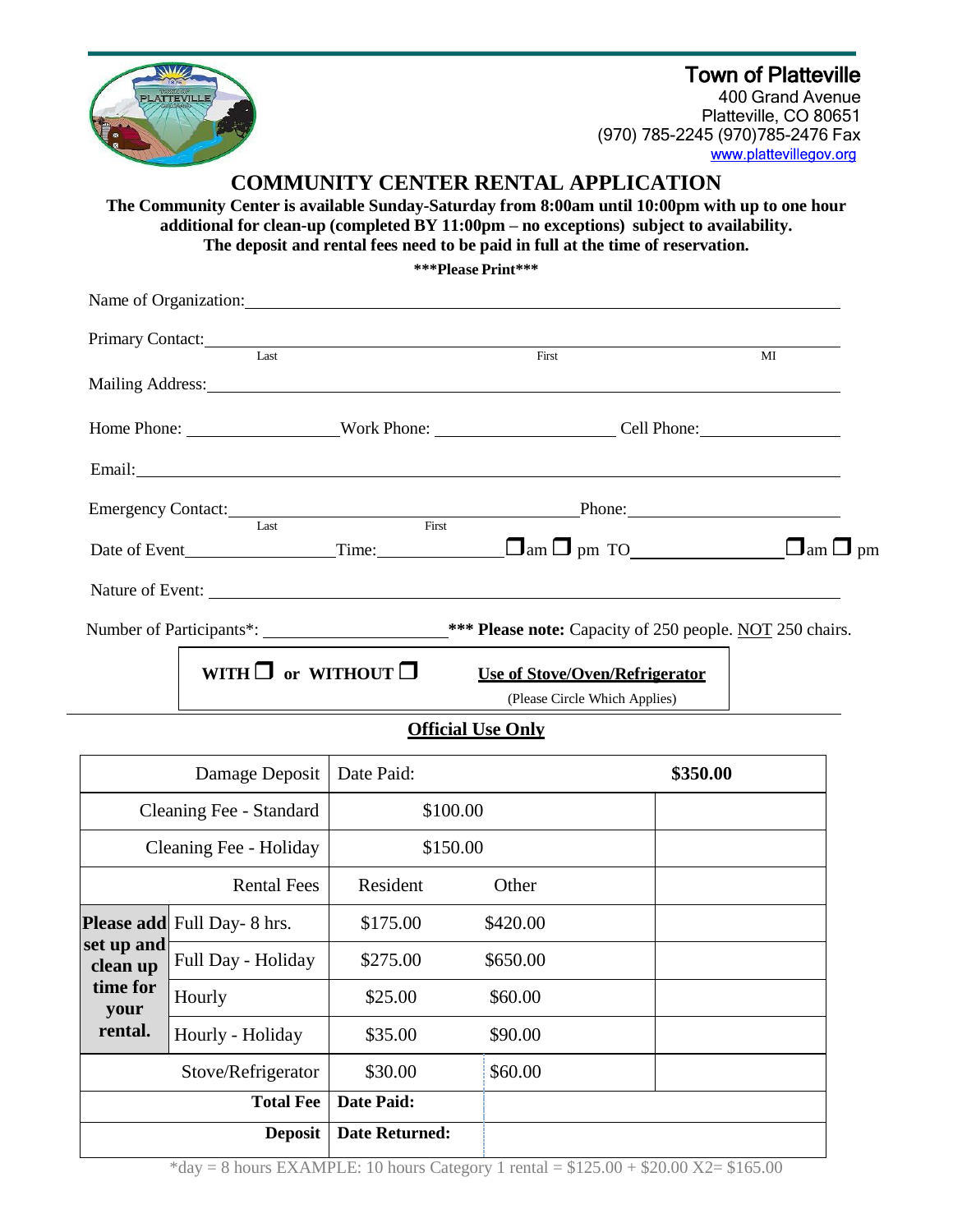**Town of Platteville**
400 Grand Avenue
Platteville, CO 80651
(970) 785-2245 (970)785-2476 Fax
www.plattevillegov.org

# COMMUNITY CENTER RENTAL APPLICATION

**The Community Center is available Sunday-Saturday from 8:00am until 10:00pm with up to one hour additional for clean-up (completed BY 11:00pm – no exceptions) subject to availability. The deposit and rental fees need to be paid in full at the time of reservation.**

**\*\*\*Please Print\*\*\***

Name of Organization: ______________________________

Primary Contact: ______________________________
Last First MI

Mailing Address: ______________________________

Home Phone: ____________ Work Phone: ____________ Cell Phone: ____________

Email: ______________________________

Emergency Contact: ______________________________ Phone: ____________
Last First

Date of Event ____________ Time: ____________ ☐am ☐ pm TO ____________ ☐am ☐ pm

Nature of Event: ______________________________

Number of Participants*: ____________ **\*\*\* Please note:** Capacity of 250 people. NOT 250 chairs.

**WITH ☐ or WITHOUT ☐** **Use of Stove/Oven/Refrigerator**
(Please Circle Which Applies)

## Official Use Only

| | | | | |
|---|---|---|---|---|
| Damage Deposit | | Date Paid: | | **$350.00** |
| Cleaning Fee - Standard | | $100.00 | | |
| Cleaning Fee - Holiday | | $150.00 | | |
| Rental Fees | | Resident | Other | |
| **Please add set up and clean up time for your rental.** | Full Day- 8 hrs. | $175.00 | $420.00 | |
| | Full Day - Holiday | $275.00 | $650.00 | |
| | Hourly | $25.00 | $60.00 | |
| | Hourly - Holiday | $35.00 | $90.00 | |
| Stove/Refrigerator | | $30.00 | $60.00 | |
| **Total Fee** | | **Date Paid:** | | |
| **Deposit** | | **Date Returned:** | | |

*day = 8 hours EXAMPLE: 10 hours Category 1 rental = $125.00 + $20.00 X2= $165.00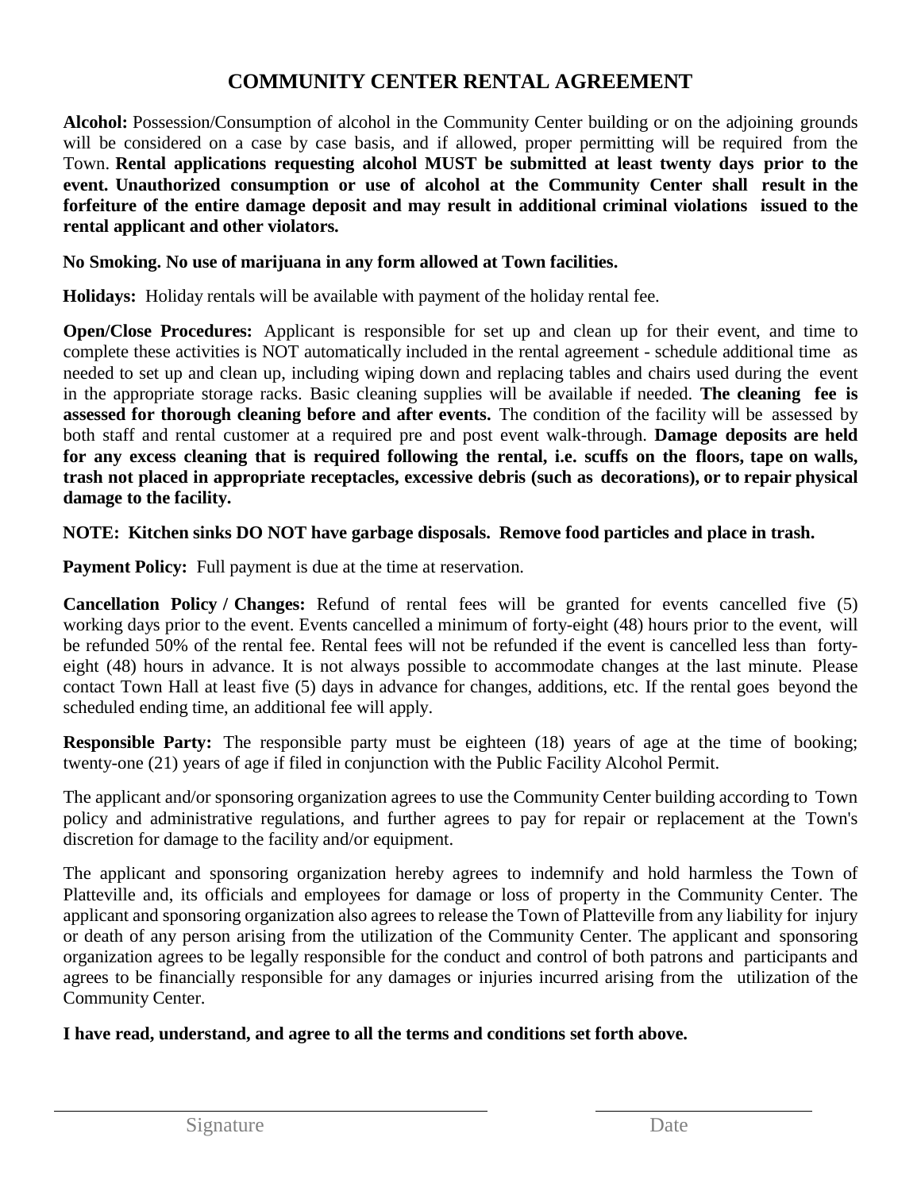# COMMUNITY CENTER RENTAL AGREEMENT

**Alcohol:** Possession/Consumption of alcohol in the Community Center building or on the adjoining grounds will be considered on a case by case basis, and if allowed, proper permitting will be required from the Town. **Rental applications requesting alcohol MUST be submitted at least twenty days prior to the event. Unauthorized consumption or use of alcohol at the Community Center shall result in the forfeiture of the entire damage deposit and may result in additional criminal violations issued to the rental applicant and other violators.**

**No Smoking. No use of marijuana in any form allowed at Town facilities.**

**Holidays:** Holiday rentals will be available with payment of the holiday rental fee.

**Open/Close Procedures:** Applicant is responsible for set up and clean up for their event, and time to complete these activities is NOT automatically included in the rental agreement - schedule additional time as needed to set up and clean up, including wiping down and replacing tables and chairs used during the event in the appropriate storage racks. Basic cleaning supplies will be available if needed. **The cleaning fee is assessed for thorough cleaning before and after events.** The condition of the facility will be assessed by both staff and rental customer at a required pre and post event walk-through. **Damage deposits are held for any excess cleaning that is required following the rental, i.e. scuffs on the floors, tape on walls, trash not placed in appropriate receptacles, excessive debris (such as decorations), or to repair physical damage to the facility.**

**NOTE: Kitchen sinks DO NOT have garbage disposals. Remove food particles and place in trash.**

**Payment Policy:** Full payment is due at the time at reservation.

**Cancellation Policy / Changes:** Refund of rental fees will be granted for events cancelled five (5) working days prior to the event. Events cancelled a minimum of forty-eight (48) hours prior to the event, will be refunded 50% of the rental fee. Rental fees will not be refunded if the event is cancelled less than forty-eight (48) hours in advance. It is not always possible to accommodate changes at the last minute. Please contact Town Hall at least five (5) days in advance for changes, additions, etc. If the rental goes beyond the scheduled ending time, an additional fee will apply.

**Responsible Party:** The responsible party must be eighteen (18) years of age at the time of booking; twenty-one (21) years of age if filed in conjunction with the Public Facility Alcohol Permit.

The applicant and/or sponsoring organization agrees to use the Community Center building according to Town policy and administrative regulations, and further agrees to pay for repair or replacement at the Town's discretion for damage to the facility and/or equipment.

The applicant and sponsoring organization hereby agrees to indemnify and hold harmless the Town of Platteville and, its officials and employees for damage or loss of property in the Community Center. The applicant and sponsoring organization also agrees to release the Town of Platteville from any liability for injury or death of any person arising from the utilization of the Community Center. The applicant and sponsoring organization agrees to be legally responsible for the conduct and control of both patrons and participants and agrees to be financially responsible for any damages or injuries incurred arising from the utilization of the Community Center.

**I have read, understand, and agree to all the terms and conditions set forth above.**

\_\_\_\_\_\_\_\_\_\_\_\_\_\_\_\_\_\_\_\_\_\_\_\_\_\_\_\_\_\_\_\_\_\_\_\_ \_\_\_\_\_\_\_\_\_\_\_\_\_\_\_\_\_\_

Signature Date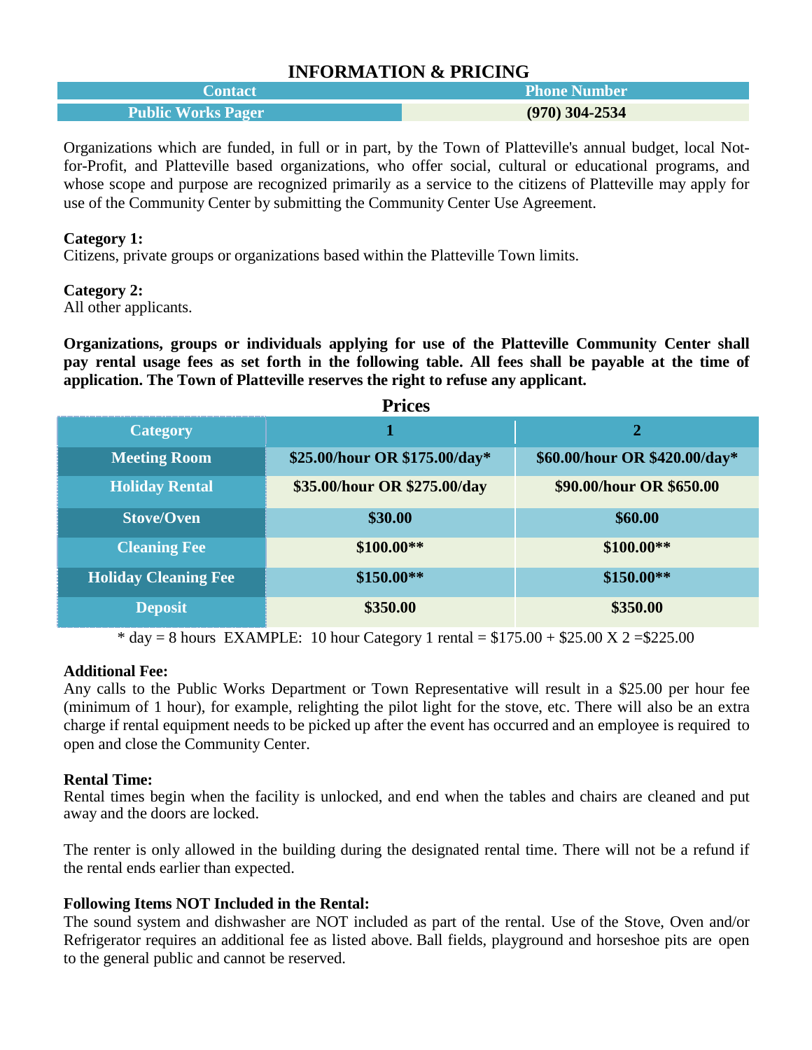# INFORMATION & PRICING

| Contact | Phone Number |
|---|---|
| Public Works Pager | (970) 304-2534 |

Organizations which are funded, in full or in part, by the Town of Platteville's annual budget, local Not-for-Profit, and Platteville based organizations, who offer social, cultural or educational programs, and whose scope and purpose are recognized primarily as a service to the citizens of Platteville may apply for use of the Community Center by submitting the Community Center Use Agreement.

**Category 1:**
Citizens, private groups or organizations based within the Platteville Town limits.

**Category 2:**
All other applicants.

**Organizations, groups or individuals applying for use of the Platteville Community Center shall pay rental usage fees as set forth in the following table. All fees shall be payable at the time of application. The Town of Platteville reserves the right to refuse any applicant.**

## Prices

| Category | 1 | 2 |
|---|---|---|
| Meeting Room | $25.00/hour OR $175.00/day* | $60.00/hour OR $420.00/day* |
| Holiday Rental | $35.00/hour OR $275.00/day | $90.00/hour OR $650.00 |
| Stove/Oven | $30.00 | $60.00 |
| Cleaning Fee | $100.00** | $100.00** |
| Holiday Cleaning Fee | $150.00** | $150.00** |
| Deposit | $350.00 | $350.00 |

* day = 8 hours EXAMPLE: 10 hour Category 1 rental = $175.00 + $25.00 X 2 =$225.00

**Additional Fee:**
Any calls to the Public Works Department or Town Representative will result in a $25.00 per hour fee (minimum of 1 hour), for example, relighting the pilot light for the stove, etc. There will also be an extra charge if rental equipment needs to be picked up after the event has occurred and an employee is required to open and close the Community Center.

**Rental Time:**
Rental times begin when the facility is unlocked, and end when the tables and chairs are cleaned and put away and the doors are locked.

The renter is only allowed in the building during the designated rental time. There will not be a refund if the rental ends earlier than expected.

**Following Items NOT Included in the Rental:**
The sound system and dishwasher are NOT included as part of the rental. Use of the Stove, Oven and/or Refrigerator requires an additional fee as listed above. Ball fields, playground and horseshoe pits are open to the general public and cannot be reserved.